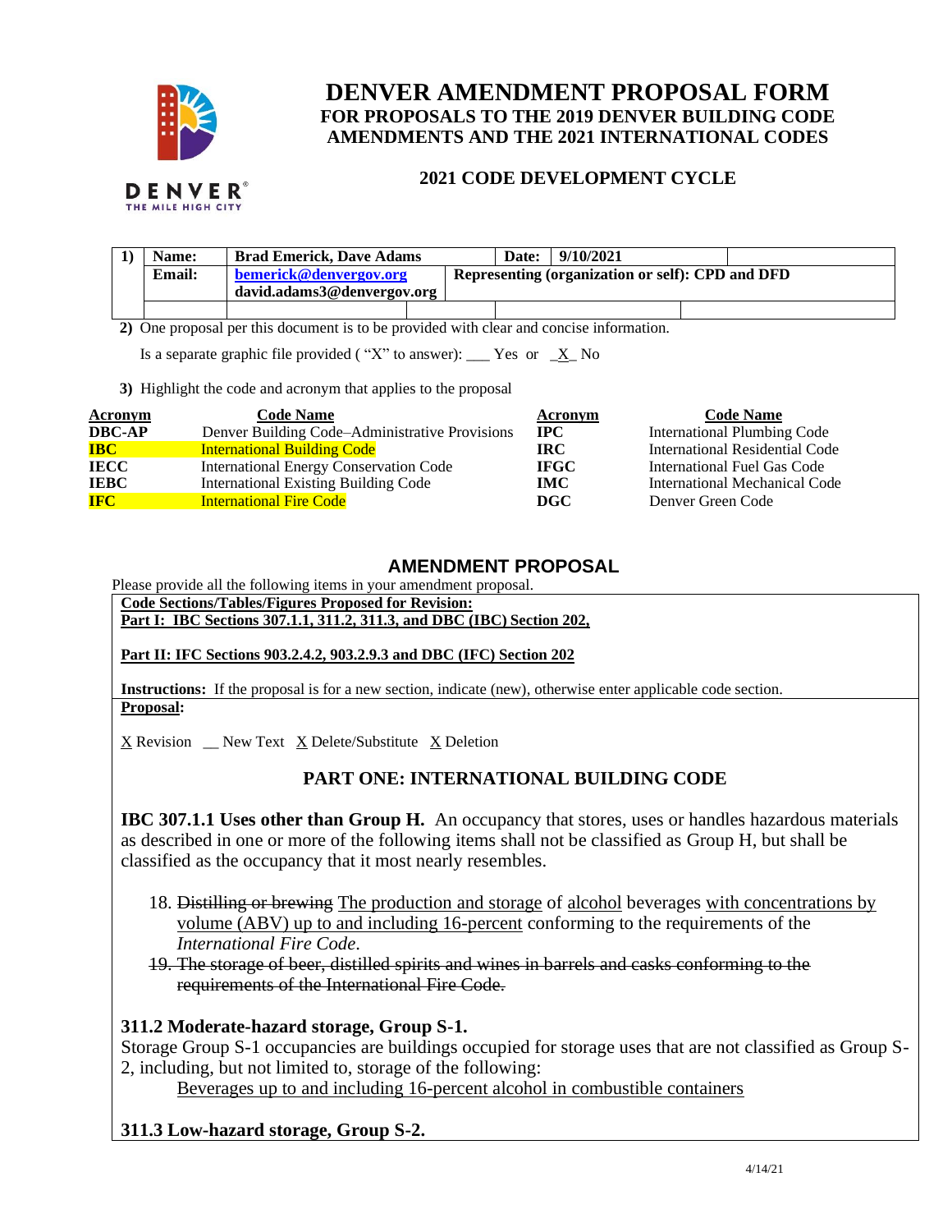# DENVER AMENDMENT PROPOSAL FORM
## FOR PROPOSALS TO THE 2019 DENVER BUILDING CODE AMENDMENTS AND THE 2021 INTERNATIONAL CODES

### 2021 CODE DEVELOPMENT CYCLE

| 1) | Name: | Brad Emerick, Dave Adams | Date: | 9/10/2021 | |
|---|---|---|---|---|---|
| | Email: | bemerick@denvergov.org<br>david.adams3@denvergov.org | Representing (organization or self): CPD and DFD | | |
| | | | | | |

**2)** One proposal per this document is to be provided with clear and concise information.

Is a separate graphic file provided ( "X" to answer): ___ Yes or _X_ No

**3)** Highlight the code and acronym that applies to the proposal

| Acronym | Code Name | Acronym | Code Name |
|---|---|---|---|
| **DBC-AP** | Denver Building Code–Administrative Provisions | **IPC** | International Plumbing Code |
| **IBC** | International Building Code | **IRC** | International Residential Code |
| **IECC** | International Energy Conservation Code | **IFGC** | International Fuel Gas Code |
| **IEBC** | International Existing Building Code | **IMC** | International Mechanical Code |
| **IFC** | International Fire Code | **DGC** | Denver Green Code |

## AMENDMENT PROPOSAL

Please provide all the following items in your amendment proposal.

**Code Sections/Tables/Figures Proposed for Revision:**

**Part I: IBC Sections 307.1.1, 311.2, 311.3, and DBC (IBC) Section 202,**

**Part II: IFC Sections 903.2.4.2, 903.2.9.3 and DBC (IFC) Section 202**

**Instructions:** If the proposal is for a new section, indicate (new), otherwise enter applicable code section.

**Proposal:**

X Revision __ New Text X Delete/Substitute X Deletion

## PART ONE: INTERNATIONAL BUILDING CODE

**IBC 307.1.1 Uses other than Group H.** An occupancy that stores, uses or handles hazardous materials as described in one or more of the following items shall not be classified as Group H, but shall be classified as the occupancy that it most nearly resembles.

18. ~~Distilling or brewing~~ The production and storage of alcohol beverages with concentrations by volume (ABV) up to and including 16-percent conforming to the requirements of the *International Fire Code*.
19. ~~The storage of beer, distilled spirits and wines in barrels and casks conforming to the requirements of the International Fire Code.~~

**311.2 Moderate-hazard storage, Group S-1.**

Storage Group S-1 occupancies are buildings occupied for storage uses that are not classified as Group S-2, including, but not limited to, storage of the following:

Beverages up to and including 16-percent alcohol in combustible containers

**311.3 Low-hazard storage, Group S-2.**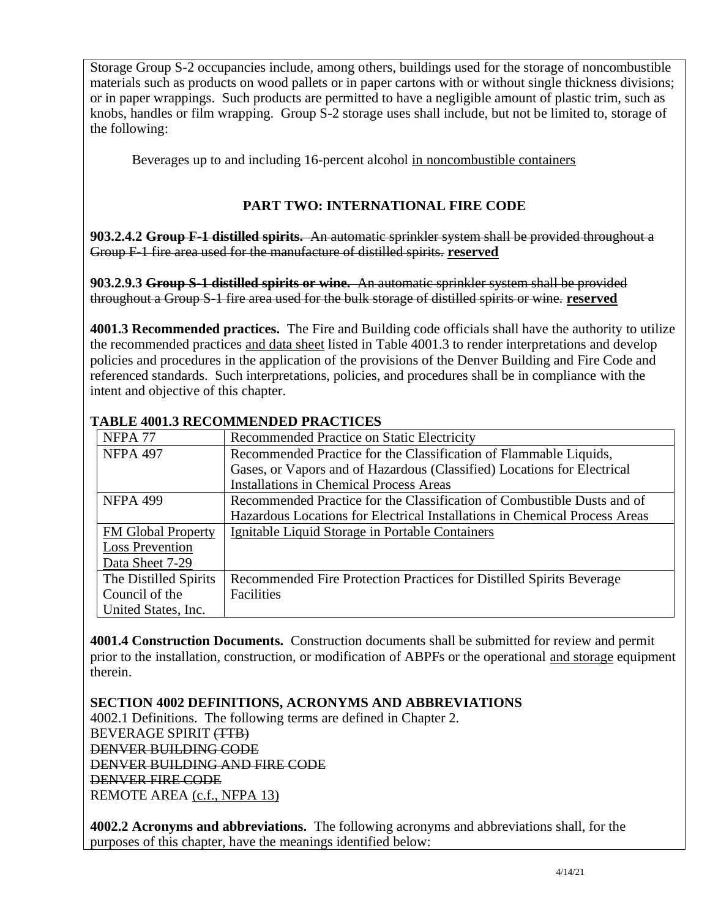Storage Group S-2 occupancies include, among others, buildings used for the storage of noncombustible materials such as products on wood pallets or in paper cartons with or without single thickness divisions; or in paper wrappings. Such products are permitted to have a negligible amount of plastic trim, such as knobs, handles or film wrapping. Group S-2 storage uses shall include, but not be limited to, storage of the following:

Beverages up to and including 16-percent alcohol <u>in noncombustible containers</u>

## PART TWO: INTERNATIONAL FIRE CODE

**903.2.4.2** ~~**Group F-1 distilled spirits.** An automatic sprinkler system shall be provided throughout a Group F-1 fire area used for the manufacture of distilled spirits.~~ **<u>reserved</u>**

**903.2.9.3** ~~**Group S-1 distilled spirits or wine.** An automatic sprinkler system shall be provided throughout a Group S-1 fire area used for the bulk storage of distilled spirits or wine.~~ **<u>reserved</u>**

**4001.3 Recommended practices.** The Fire and Building code officials shall have the authority to utilize the recommended practices <u>and data sheet</u> listed in Table 4001.3 to render interpretations and develop policies and procedures in the application of the provisions of the Denver Building and Fire Code and referenced standards. Such interpretations, policies, and procedures shall be in compliance with the intent and objective of this chapter.

**TABLE 4001.3 RECOMMENDED PRACTICES**

| | |
|---|---|
| NFPA 77 | Recommended Practice on Static Electricity |
| NFPA 497 | Recommended Practice for the Classification of Flammable Liquids, Gases, or Vapors and of Hazardous (Classified) Locations for Electrical Installations in Chemical Process Areas |
| NFPA 499 | Recommended Practice for the Classification of Combustible Dusts and of Hazardous Locations for Electrical Installations in Chemical Process Areas |
| <u>FM Global Property Loss Prevention Data Sheet 7-29</u> | <u>Ignitable Liquid Storage in Portable Containers</u> |
| The Distilled Spirits Council of the United States, Inc. | Recommended Fire Protection Practices for Distilled Spirits Beverage Facilities |

**4001.4 Construction Documents.** Construction documents shall be submitted for review and permit prior to the installation, construction, or modification of ABPFs or the operational <u>and storage</u> equipment therein.

**SECTION 4002 DEFINITIONS, ACRONYMS AND ABBREVIATIONS**

4002.1 Definitions. The following terms are defined in Chapter 2.

BEVERAGE SPIRIT ~~(TTB)~~
~~DENVER BUILDING CODE~~
~~DENVER BUILDING AND FIRE CODE~~
~~DENVER FIRE CODE~~
REMOTE AREA <u>(c.f., NFPA 13)</u>

**4002.2 Acronyms and abbreviations.** The following acronyms and abbreviations shall, for the purposes of this chapter, have the meanings identified below: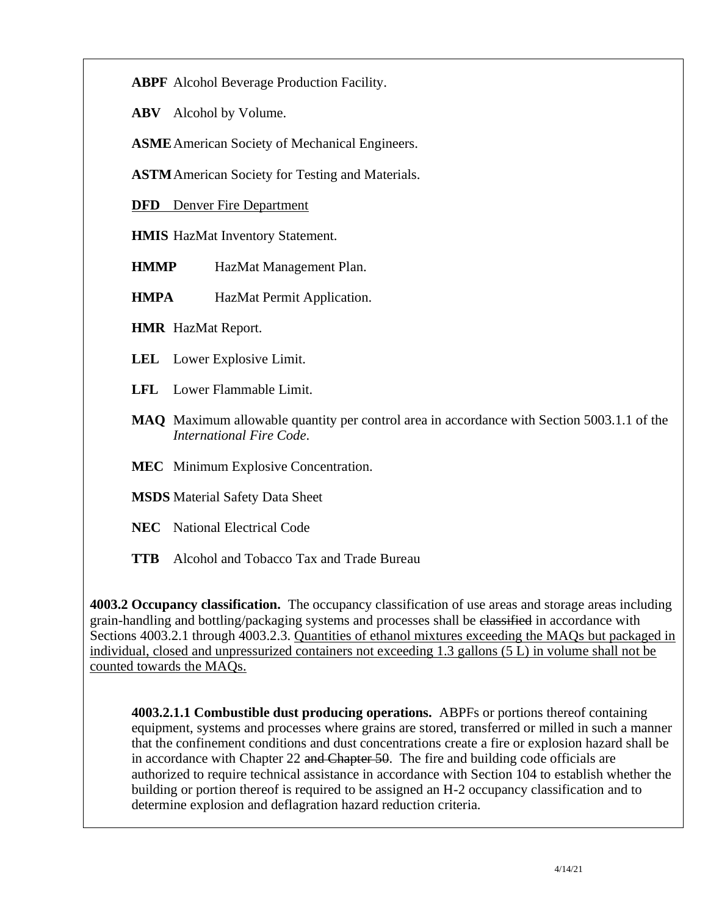**ABPF** Alcohol Beverage Production Facility.

**ABV** Alcohol by Volume.

**ASME** American Society of Mechanical Engineers.

**ASTM** American Society for Testing and Materials.

<u>**DFD** Denver Fire Department</u>

**HMIS** HazMat Inventory Statement.

**HMMP** HazMat Management Plan.

**HMPA** HazMat Permit Application.

**HMR** HazMat Report.

**LEL** Lower Explosive Limit.

**LFL** Lower Flammable Limit.

**MAQ** Maximum allowable quantity per control area in accordance with Section 5003.1.1 of the *International Fire Code*.

**MEC** Minimum Explosive Concentration.

**MSDS** Material Safety Data Sheet

**NEC** National Electrical Code

**TTB** Alcohol and Tobacco Tax and Trade Bureau

**4003.2 Occupancy classification.** The occupancy classification of use areas and storage areas including grain-handling and bottling/packaging systems and processes shall be ~~classified~~ in accordance with Sections 4003.2.1 through 4003.2.3. <u>Quantities of ethanol mixtures exceeding the MAQs but packaged in individual, closed and unpressurized containers not exceeding 1.3 gallons (5 L) in volume shall not be counted towards the MAQs.</u>

**4003.2.1.1 Combustible dust producing operations.** ABPFs or portions thereof containing equipment, systems and processes where grains are stored, transferred or milled in such a manner that the confinement conditions and dust concentrations create a fire or explosion hazard shall be in accordance with Chapter 22 ~~and Chapter 50~~. The fire and building code officials are authorized to require technical assistance in accordance with Section 104 to establish whether the building or portion thereof is required to be assigned an H-2 occupancy classification and to determine explosion and deflagration hazard reduction criteria.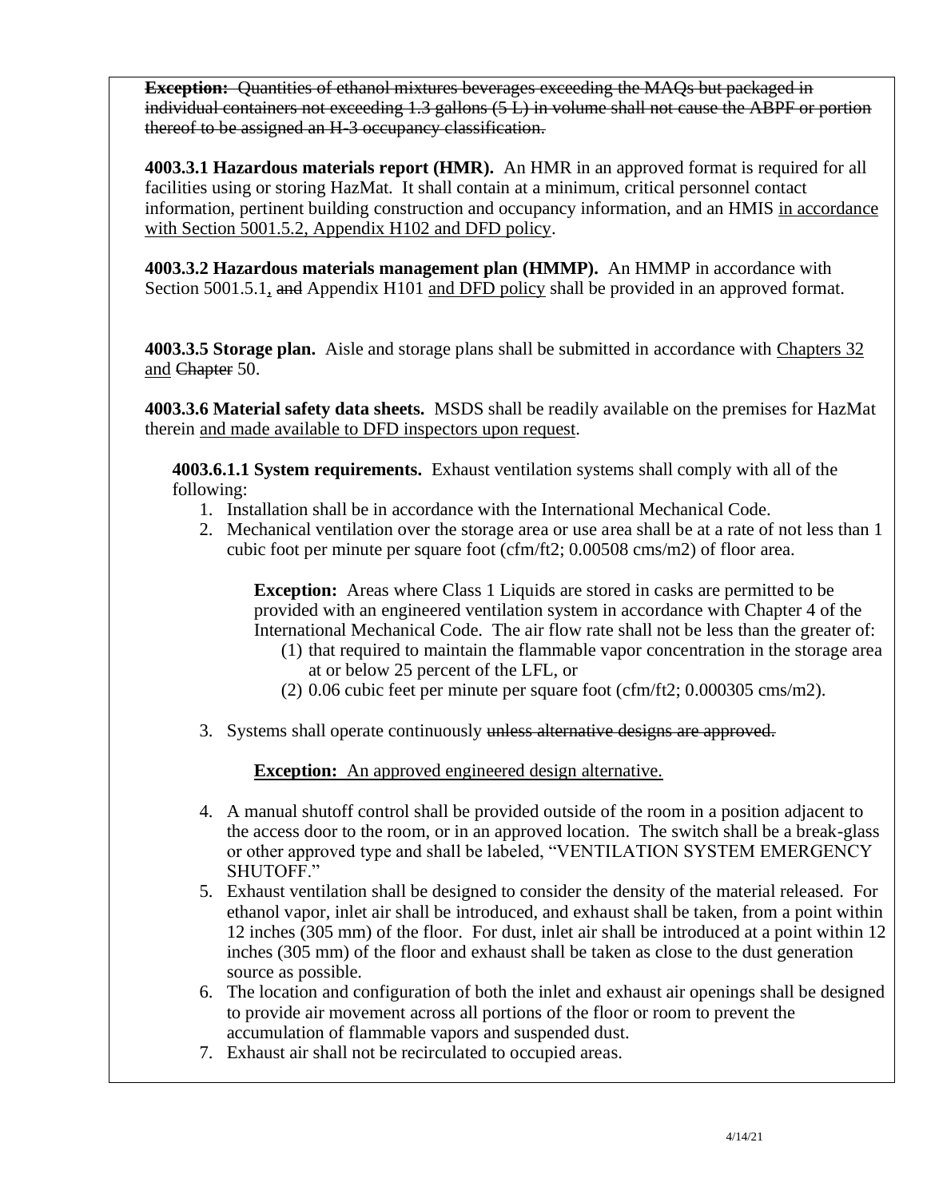~~**Exception:** Quantities of ethanol mixtures beverages exceeding the MAQs but packaged in individual containers not exceeding 1.3 gallons (5 L) in volume shall not cause the ABPF or portion thereof to be assigned an H-3 occupancy classification.~~

**4003.3.1 Hazardous materials report (HMR).** An HMR in an approved format is required for all facilities using or storing HazMat. It shall contain at a minimum, critical personnel contact information, pertinent building construction and occupancy information, and an HMIS <u>in accordance with Section 5001.5.2, Appendix H102 and DFD policy</u>.

**4003.3.2 Hazardous materials management plan (HMMP).** An HMMP in accordance with Section 5001.5.1<u>,</u> ~~and~~ Appendix H101 <u>and DFD policy</u> shall be provided in an approved format.

**4003.3.5 Storage plan.** Aisle and storage plans shall be submitted in accordance with <u>Chapters 32 and</u> ~~Chapter~~ 50.

**4003.3.6 Material safety data sheets.** MSDS shall be readily available on the premises for HazMat therein <u>and made available to DFD inspectors upon request</u>.

**4003.6.1.1 System requirements.** Exhaust ventilation systems shall comply with all of the following:

1. Installation shall be in accordance with the International Mechanical Code.
2. Mechanical ventilation over the storage area or use area shall be at a rate of not less than 1 cubic foot per minute per square foot (cfm/ft2; 0.00508 cms/m2) of floor area.

   **Exception:** Areas where Class 1 Liquids are stored in casks are permitted to be provided with an engineered ventilation system in accordance with Chapter 4 of the International Mechanical Code. The air flow rate shall not be less than the greater of:

   (1) that required to maintain the flammable vapor concentration in the storage area at or below 25 percent of the LFL, or

   (2) 0.06 cubic feet per minute per square foot (cfm/ft2; 0.000305 cms/m2).

3. Systems shall operate continuously ~~unless alternative designs are approved.~~

   <u>**Exception:** An approved engineered design alternative.</u>

4. A manual shutoff control shall be provided outside of the room in a position adjacent to the access door to the room, or in an approved location. The switch shall be a break-glass or other approved type and shall be labeled, "VENTILATION SYSTEM EMERGENCY SHUTOFF."
5. Exhaust ventilation shall be designed to consider the density of the material released. For ethanol vapor, inlet air shall be introduced, and exhaust shall be taken, from a point within 12 inches (305 mm) of the floor. For dust, inlet air shall be introduced at a point within 12 inches (305 mm) of the floor and exhaust shall be taken as close to the dust generation source as possible.
6. The location and configuration of both the inlet and exhaust air openings shall be designed to provide air movement across all portions of the floor or room to prevent the accumulation of flammable vapors and suspended dust.
7. Exhaust air shall not be recirculated to occupied areas.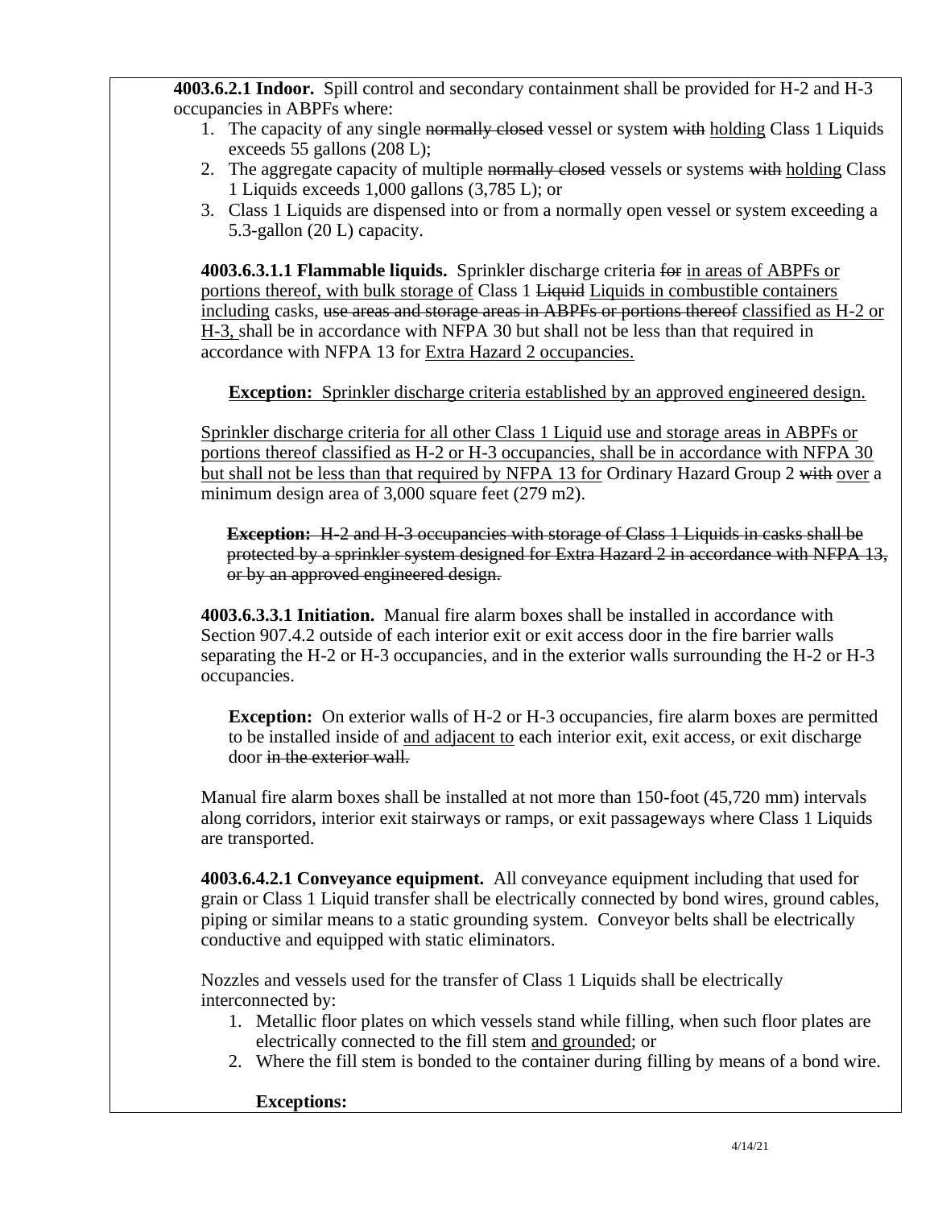**4003.6.2.1 Indoor.** Spill control and secondary containment shall be provided for H-2 and H-3 occupancies in ABPFs where:

1. The capacity of any single ~~normally closed~~ vessel or system ~~with~~ holding Class 1 Liquids exceeds 55 gallons (208 L);
2. The aggregate capacity of multiple ~~normally closed~~ vessels or systems ~~with~~ holding Class 1 Liquids exceeds 1,000 gallons (3,785 L); or
3. Class 1 Liquids are dispensed into or from a normally open vessel or system exceeding a 5.3-gallon (20 L) capacity.

**4003.6.3.1.1 Flammable liquids.** Sprinkler discharge criteria ~~for~~ in areas of ABPFs or portions thereof, with bulk storage of Class 1 ~~Liquid~~ Liquids in combustible containers including casks, ~~use areas and storage areas in ABPFs or portions thereof~~ classified as H-2 or H-3, shall be in accordance with NFPA 30 but shall not be less than that required in accordance with NFPA 13 for Extra Hazard 2 occupancies.

**Exception:** Sprinkler discharge criteria established by an approved engineered design.

Sprinkler discharge criteria for all other Class 1 Liquid use and storage areas in ABPFs or portions thereof classified as H-2 or H-3 occupancies, shall be in accordance with NFPA 30 but shall not be less than that required by NFPA 13 for Ordinary Hazard Group 2 ~~with~~ over a minimum design area of 3,000 square feet (279 m2).

~~**Exception:** H-2 and H-3 occupancies with storage of Class 1 Liquids in casks shall be protected by a sprinkler system designed for Extra Hazard 2 in accordance with NFPA 13, or by an approved engineered design.~~

**4003.6.3.3.1 Initiation.** Manual fire alarm boxes shall be installed in accordance with Section 907.4.2 outside of each interior exit or exit access door in the fire barrier walls separating the H-2 or H-3 occupancies, and in the exterior walls surrounding the H-2 or H-3 occupancies.

**Exception:** On exterior walls of H-2 or H-3 occupancies, fire alarm boxes are permitted to be installed inside of and adjacent to each interior exit, exit access, or exit discharge door ~~in the exterior wall.~~

Manual fire alarm boxes shall be installed at not more than 150-foot (45,720 mm) intervals along corridors, interior exit stairways or ramps, or exit passageways where Class 1 Liquids are transported.

**4003.6.4.2.1 Conveyance equipment.** All conveyance equipment including that used for grain or Class 1 Liquid transfer shall be electrically connected by bond wires, ground cables, piping or similar means to a static grounding system. Conveyor belts shall be electrically conductive and equipped with static eliminators.

Nozzles and vessels used for the transfer of Class 1 Liquids shall be electrically interconnected by:

1. Metallic floor plates on which vessels stand while filling, when such floor plates are electrically connected to the fill stem and grounded; or
2. Where the fill stem is bonded to the container during filling by means of a bond wire.

**Exceptions:**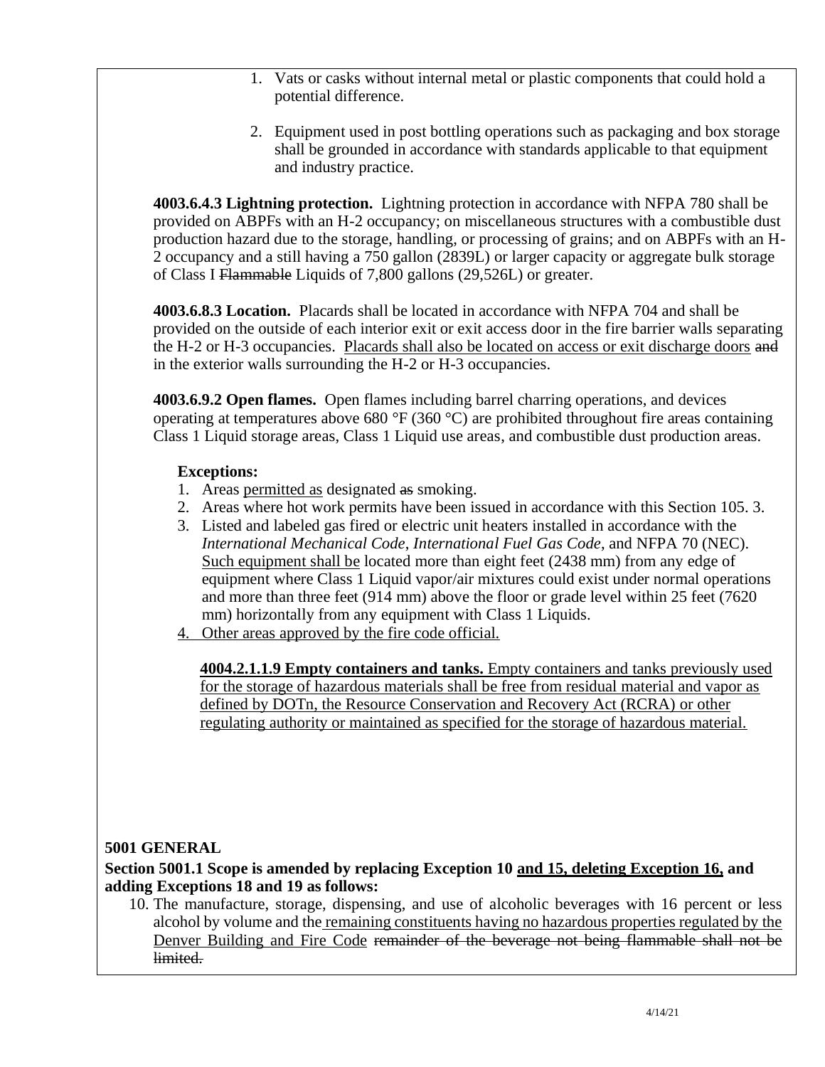1. Vats or casks without internal metal or plastic components that could hold a potential difference.

2. Equipment used in post bottling operations such as packaging and box storage shall be grounded in accordance with standards applicable to that equipment and industry practice.

**4003.6.4.3 Lightning protection.** Lightning protection in accordance with NFPA 780 shall be provided on ABPFs with an H-2 occupancy; on miscellaneous structures with a combustible dust production hazard due to the storage, handling, or processing of grains; and on ABPFs with an H-2 occupancy and a still having a 750 gallon (2839L) or larger capacity or aggregate bulk storage of Class I ~~Flammable~~ Liquids of 7,800 gallons (29,526L) or greater.

**4003.6.8.3 Location.** Placards shall be located in accordance with NFPA 704 and shall be provided on the outside of each interior exit or exit access door in the fire barrier walls separating the H-2 or H-3 occupancies. <u>Placards shall also be located on access or exit discharge doors</u> ~~and~~ in the exterior walls surrounding the H-2 or H-3 occupancies.

**4003.6.9.2 Open flames.** Open flames including barrel charring operations, and devices operating at temperatures above 680 °F (360 °C) are prohibited throughout fire areas containing Class 1 Liquid storage areas, Class 1 Liquid use areas, and combustible dust production areas.

**Exceptions:**

1. Areas <u>permitted as</u> designated ~~as~~ smoking.
2. Areas where hot work permits have been issued in accordance with this Section 105. 3.
3. Listed and labeled gas fired or electric unit heaters installed in accordance with the *International Mechanical Code*, *International Fuel Gas Code*, and NFPA 70 (NEC). <u>Such equipment shall be</u> located more than eight feet (2438 mm) from any edge of equipment where Class 1 Liquid vapor/air mixtures could exist under normal operations and more than three feet (914 mm) above the floor or grade level within 25 feet (7620 mm) horizontally from any equipment with Class 1 Liquids.
4. <u>Other areas approved by the fire code official.</u>

<u>**4004.2.1.1.9 Empty containers and tanks.** Empty containers and tanks previously used for the storage of hazardous materials shall be free from residual material and vapor as defined by DOTn, the Resource Conservation and Recovery Act (RCRA) or other regulating authority or maintained as specified for the storage of hazardous material.</u>

**5001 GENERAL**

**Section 5001.1 Scope is amended by replacing Exception 10 <u>and 15, deleting Exception 16,</u> and adding Exceptions 18 and 19 as follows:**

10. The manufacture, storage, dispensing, and use of alcoholic beverages with 16 percent or less alcohol by volume and the <u>remaining constituents having no hazardous properties regulated by the Denver Building and Fire Code</u> ~~remainder of the beverage not being flammable shall not be limited.~~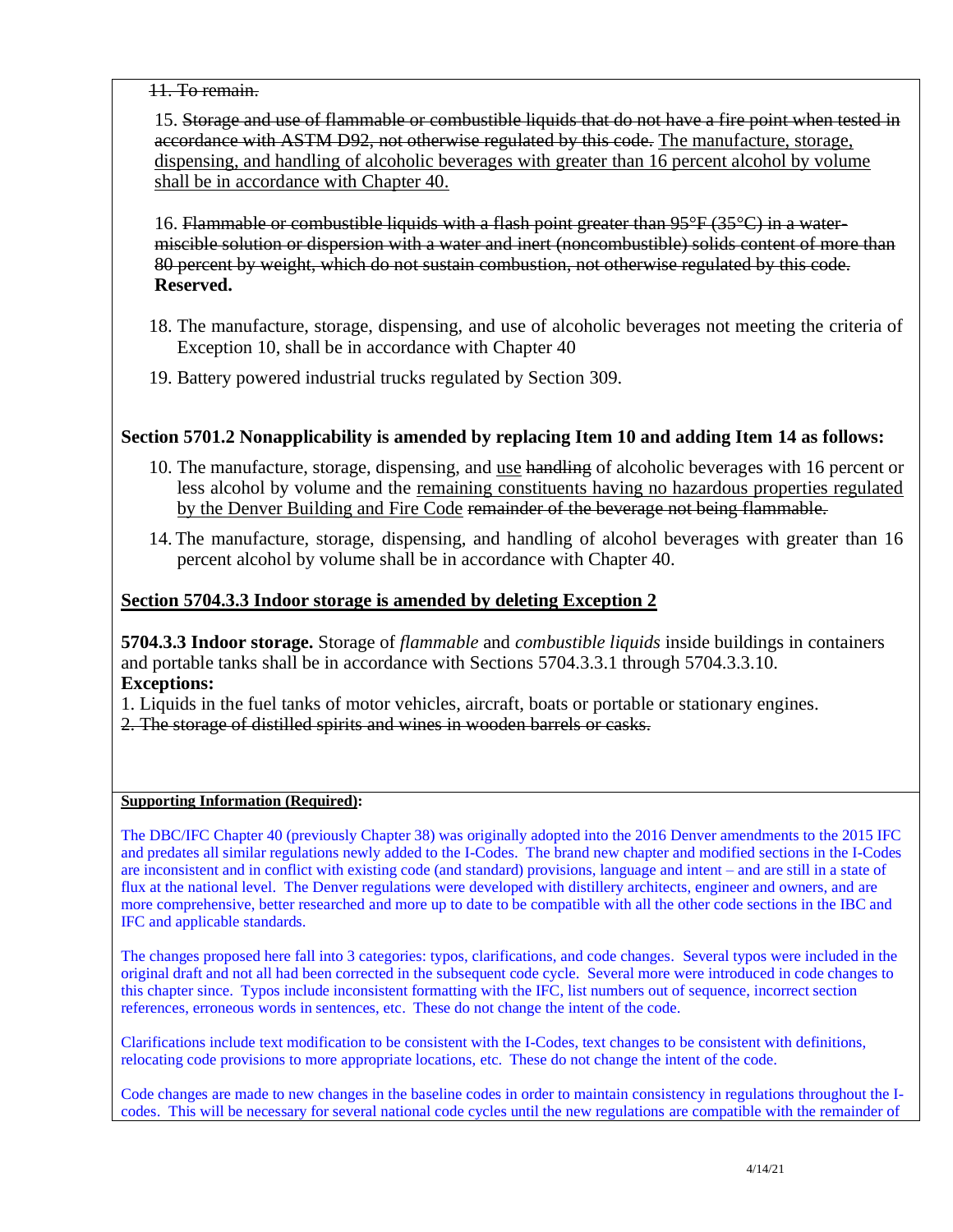~~11. To remain.~~

15. ~~Storage and use of flammable or combustible liquids that do not have a fire point when tested in accordance with ASTM D92, not otherwise regulated by this code.~~ <u>The manufacture, storage, dispensing, and handling of alcoholic beverages with greater than 16 percent alcohol by volume shall be in accordance with Chapter 40.</u>

16. ~~Flammable or combustible liquids with a flash point greater than 95°F (35°C) in a water-miscible solution or dispersion with a water and inert (noncombustible) solids content of more than 80 percent by weight, which do not sustain combustion, not otherwise regulated by this code.~~ **Reserved.**

18. The manufacture, storage, dispensing, and use of alcoholic beverages not meeting the criteria of Exception 10, shall be in accordance with Chapter 40

19. Battery powered industrial trucks regulated by Section 309.

**Section 5701.2 Nonapplicability is amended by replacing Item 10 and adding Item 14 as follows:**

10. The manufacture, storage, dispensing, and <u>use</u> ~~handling~~ of alcoholic beverages with 16 percent or less alcohol by volume and the <u>remaining constituents having no hazardous properties regulated by the Denver Building and Fire Code</u> ~~remainder of the beverage not being flammable.~~

14. The manufacture, storage, dispensing, and handling of alcohol beverages with greater than 16 percent alcohol by volume shall be in accordance with Chapter 40.

**<u>Section 5704.3.3 Indoor storage is amended by deleting Exception 2</u>**

**5704.3.3 Indoor storage.** Storage of *flammable* and *combustible liquids* inside buildings in containers and portable tanks shall be in accordance with Sections 5704.3.3.1 through 5704.3.3.10.

**Exceptions:**

1. Liquids in the fuel tanks of motor vehicles, aircraft, boats or portable or stationary engines.
2. ~~The storage of distilled spirits and wines in wooden barrels or casks.~~

**<u>Supporting Information (Required)</u>:**

The DBC/IFC Chapter 40 (previously Chapter 38) was originally adopted into the 2016 Denver amendments to the 2015 IFC and predates all similar regulations newly added to the I-Codes. The brand new chapter and modified sections in the I-Codes are inconsistent and in conflict with existing code (and standard) provisions, language and intent – and are still in a state of flux at the national level. The Denver regulations were developed with distillery architects, engineer and owners, and are more comprehensive, better researched and more up to date to be compatible with all the other code sections in the IBC and IFC and applicable standards.

The changes proposed here fall into 3 categories: typos, clarifications, and code changes. Several typos were included in the original draft and not all had been corrected in the subsequent code cycle. Several more were introduced in code changes to this chapter since. Typos include inconsistent formatting with the IFC, list numbers out of sequence, incorrect section references, erroneous words in sentences, etc. These do not change the intent of the code.

Clarifications include text modification to be consistent with the I-Codes, text changes to be consistent with definitions, relocating code provisions to more appropriate locations, etc. These do not change the intent of the code.

Code changes are made to new changes in the baseline codes in order to maintain consistency in regulations throughout the I-codes. This will be necessary for several national code cycles until the new regulations are compatible with the remainder of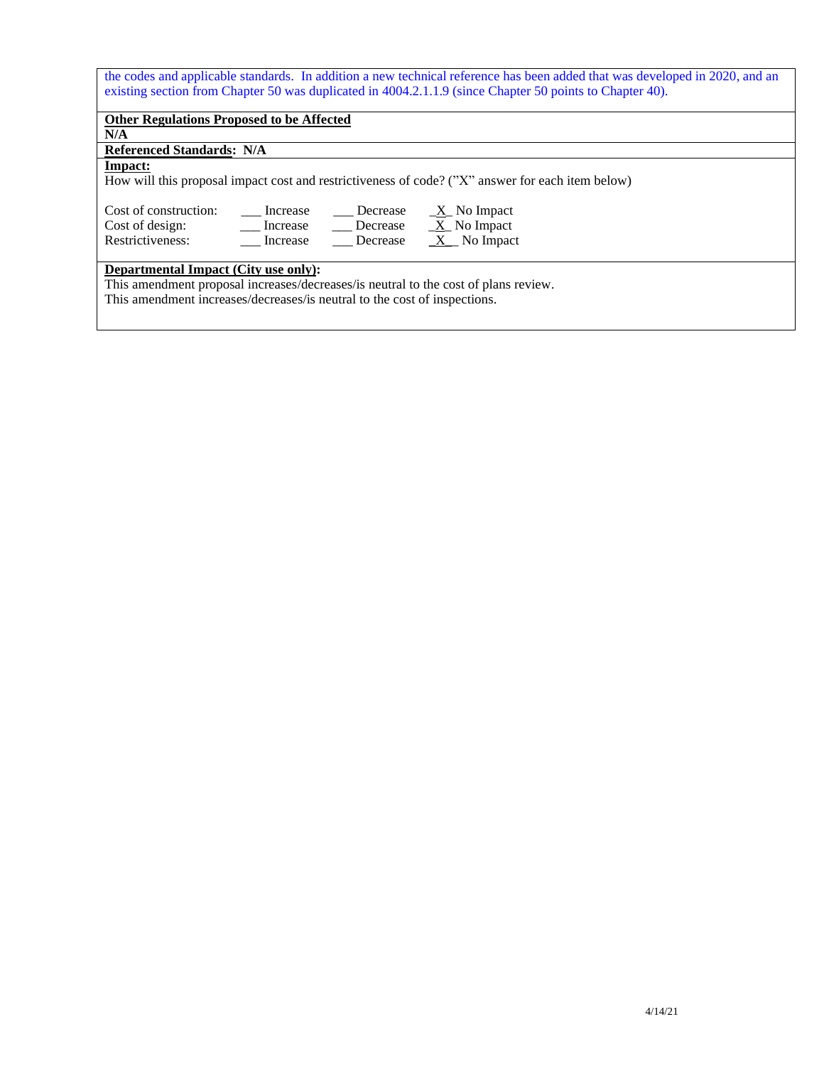the codes and applicable standards. In addition a new technical reference has been added that was developed in 2020, and an existing section from Chapter 50 was duplicated in 4004.2.1.1.9 (since Chapter 50 points to Chapter 40).

**Other Regulations Proposed to be Affected**

**N/A**

**Referenced Standards: N/A**

**Impact:**

How will this proposal impact cost and restrictiveness of code? ("X" answer for each item below)

| | | | |
|---|---|---|---|
| Cost of construction: | ___ Increase | ___ Decrease | _X_ No Impact |
| Cost of design: | ___ Increase | ___ Decrease | _X_ No Impact |
| Restrictiveness: | ___ Increase | ___ Decrease | _X_ No Impact |

**Departmental Impact (City use only):**

This amendment proposal increases/decreases/is neutral to the cost of plans review.
This amendment increases/decreases/is neutral to the cost of inspections.